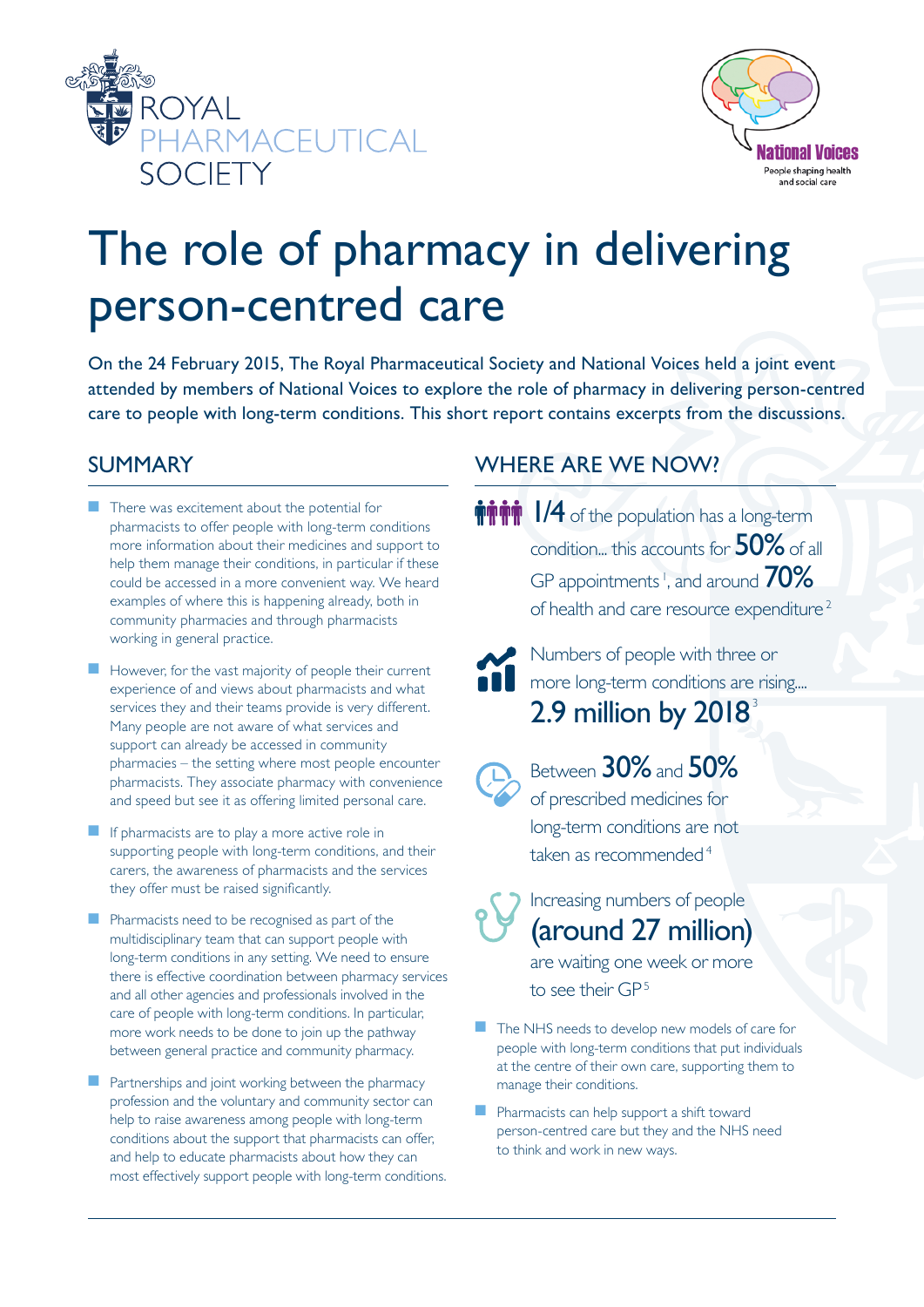ROYAL PHARMACEUTICAL SOCIETY

National Voices
People shaping health and social care

# The role of pharmacy in delivering person-centred care

On the 24 February 2015, The Royal Pharmaceutical Society and National Voices held a joint event attended by members of National Voices to explore the role of pharmacy in delivering person-centred care to people with long-term conditions. This short report contains excerpts from the discussions.

## SUMMARY

- There was excitement about the potential for pharmacists to offer people with long-term conditions more information about their medicines and support to help them manage their conditions, in particular if these could be accessed in a more convenient way. We heard examples of where this is happening already, both in community pharmacies and through pharmacists working in general practice.
- However, for the vast majority of people their current experience of and views about pharmacists and what services they and their teams provide is very different. Many people are not aware of what services and support can already be accessed in community pharmacies – the setting where most people encounter pharmacists. They associate pharmacy with convenience and speed but see it as offering limited personal care.
- If pharmacists are to play a more active role in supporting people with long-term conditions, and their carers, the awareness of pharmacists and the services they offer must be raised significantly.
- Pharmacists need to be recognised as part of the multidisciplinary team that can support people with long-term conditions in any setting. We need to ensure there is effective coordination between pharmacy services and all other agencies and professionals involved in the care of people with long-term conditions. In particular, more work needs to be done to join up the pathway between general practice and community pharmacy.
- Partnerships and joint working between the pharmacy profession and the voluntary and community sector can help to raise awareness among people with long-term conditions about the support that pharmacists can offer, and help to educate pharmacists about how they can most effectively support people with long-term conditions.

## WHERE ARE WE NOW?

**1/4** of the population has a long-term condition... this accounts for **50%** of all GP appointments[1], and around **70%** of health and care resource expenditure[2]

Numbers of people with three or more long-term conditions are rising.... **2.9 million by 2018**[3]

Between **30%** and **50%** of prescribed medicines for long-term conditions are not taken as recommended[4]

Increasing numbers of people **(around 27 million)** are waiting one week or more to see their GP[5]

- The NHS needs to develop new models of care for people with long-term conditions that put individuals at the centre of their own care, supporting them to manage their conditions.
- Pharmacists can help support a shift toward person-centred care but they and the NHS need to think and work in new ways.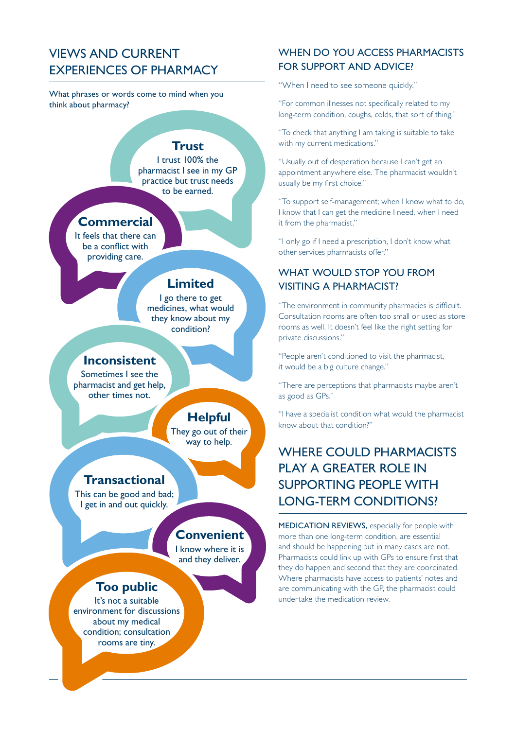## VIEWS AND CURRENT EXPERIENCES OF PHARMACY

What phrases or words come to mind when you think about pharmacy?

**Trust**
I trust 100% the pharmacist I see in my GP practice but trust needs to be earned.

**Commercial**
It feels that there can be a conflict with providing care.

**Limited**
I go there to get medicines, what would they know about my condition?

**Inconsistent**
Sometimes I see the pharmacist and get help, other times not.

**Helpful**
They go out of their way to help.

**Transactional**
This can be good and bad; I get in and out quickly.

**Convenient**
I know where it is and they deliver.

**Too public**
It's not a suitable environment for discussions about my medical condition; consultation rooms are tiny.

## WHEN DO YOU ACCESS PHARMACISTS FOR SUPPORT AND ADVICE?

"When I need to see someone quickly."

"For common illnesses not specifically related to my long-term condition, coughs, colds, that sort of thing."

"To check that anything I am taking is suitable to take with my current medications."

"Usually out of desperation because I can't get an appointment anywhere else. The pharmacist wouldn't usually be my first choice."

"To support self-management; when I know what to do, I know that I can get the medicine I need, when I need it from the pharmacist."

"I only go if I need a prescription, I don't know what other services pharmacists offer."

## WHAT WOULD STOP YOU FROM VISITING A PHARMACIST?

"The environment in community pharmacies is difficult. Consultation rooms are often too small or used as store rooms as well. It doesn't feel like the right setting for private discussions."

"People aren't conditioned to visit the pharmacist, it would be a big culture change."

"There are perceptions that pharmacists maybe aren't as good as GPs."

"I have a specialist condition what would the pharmacist know about that condition?"

## WHERE COULD PHARMACISTS PLAY A GREATER ROLE IN SUPPORTING PEOPLE WITH LONG-TERM CONDITIONS?

MEDICATION REVIEWS, especially for people with more than one long-term condition, are essential and should be happening but in many cases are not. Pharmacists could link up with GPs to ensure first that they do happen and second that they are coordinated. Where pharmacists have access to patients' notes and are communicating with the GP, the pharmacist could undertake the medication review.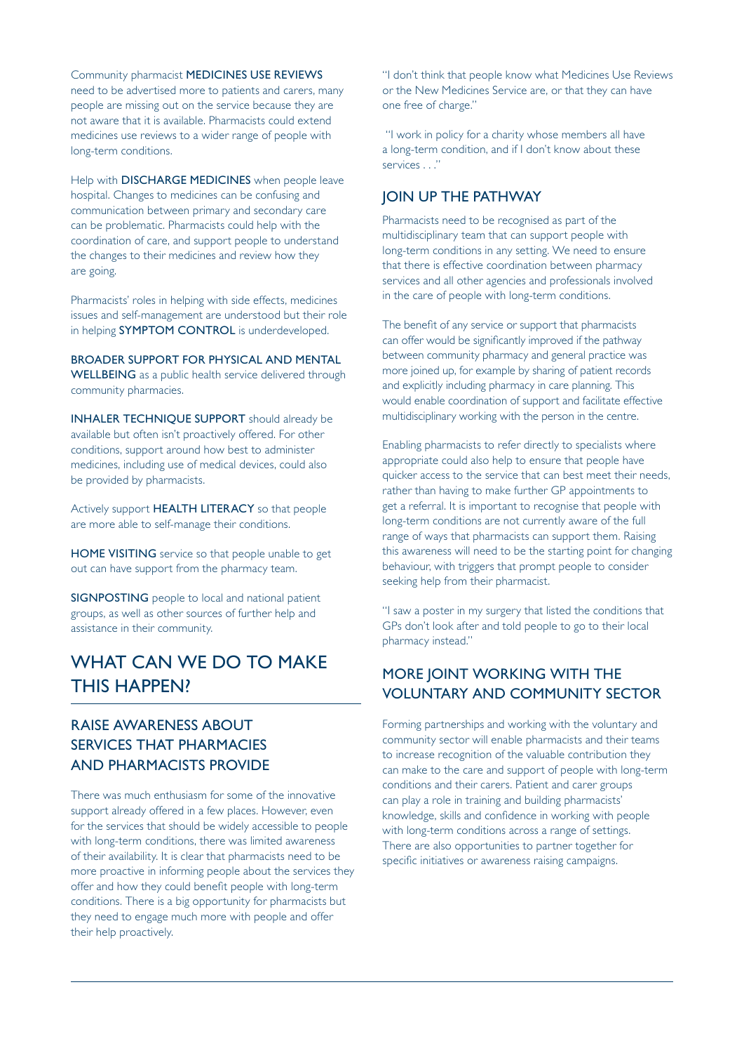Community pharmacist **MEDICINES USE REVIEWS** need to be advertised more to patients and carers, many people are missing out on the service because they are not aware that it is available. Pharmacists could extend medicines use reviews to a wider range of people with long-term conditions.

Help with **DISCHARGE MEDICINES** when people leave hospital. Changes to medicines can be confusing and communication between primary and secondary care can be problematic. Pharmacists could help with the coordination of care, and support people to understand the changes to their medicines and review how they are going.

Pharmacists' roles in helping with side effects, medicines issues and self-management are understood but their role in helping **SYMPTOM CONTROL** is underdeveloped.

**BROADER SUPPORT FOR PHYSICAL AND MENTAL WELLBEING** as a public health service delivered through community pharmacies.

**INHALER TECHNIQUE SUPPORT** should already be available but often isn't proactively offered. For other conditions, support around how best to administer medicines, including use of medical devices, could also be provided by pharmacists.

Actively support **HEALTH LITERACY** so that people are more able to self-manage their conditions.

**HOME VISITING** service so that people unable to get out can have support from the pharmacy team.

**SIGNPOSTING** people to local and national patient groups, as well as other sources of further help and assistance in their community.

# WHAT CAN WE DO TO MAKE THIS HAPPEN?

## RAISE AWARENESS ABOUT SERVICES THAT PHARMACIES AND PHARMACISTS PROVIDE

There was much enthusiasm for some of the innovative support already offered in a few places. However, even for the services that should be widely accessible to people with long-term conditions, there was limited awareness of their availability. It is clear that pharmacists need to be more proactive in informing people about the services they offer and how they could benefit people with long-term conditions. There is a big opportunity for pharmacists but they need to engage much more with people and offer their help proactively.

"I don't think that people know what Medicines Use Reviews or the New Medicines Service are, or that they can have one free of charge."

"I work in policy for a charity whose members all have a long-term condition, and if I don't know about these services . . ."

## JOIN UP THE PATHWAY

Pharmacists need to be recognised as part of the multidisciplinary team that can support people with long-term conditions in any setting. We need to ensure that there is effective coordination between pharmacy services and all other agencies and professionals involved in the care of people with long-term conditions.

The benefit of any service or support that pharmacists can offer would be significantly improved if the pathway between community pharmacy and general practice was more joined up, for example by sharing of patient records and explicitly including pharmacy in care planning. This would enable coordination of support and facilitate effective multidisciplinary working with the person in the centre.

Enabling pharmacists to refer directly to specialists where appropriate could also help to ensure that people have quicker access to the service that can best meet their needs, rather than having to make further GP appointments to get a referral. It is important to recognise that people with long-term conditions are not currently aware of the full range of ways that pharmacists can support them. Raising this awareness will need to be the starting point for changing behaviour, with triggers that prompt people to consider seeking help from their pharmacist.

"I saw a poster in my surgery that listed the conditions that GPs don't look after and told people to go to their local pharmacy instead."

## MORE JOINT WORKING WITH THE VOLUNTARY AND COMMUNITY SECTOR

Forming partnerships and working with the voluntary and community sector will enable pharmacists and their teams to increase recognition of the valuable contribution they can make to the care and support of people with long-term conditions and their carers. Patient and carer groups can play a role in training and building pharmacists' knowledge, skills and confidence in working with people with long-term conditions across a range of settings. There are also opportunities to partner together for specific initiatives or awareness raising campaigns.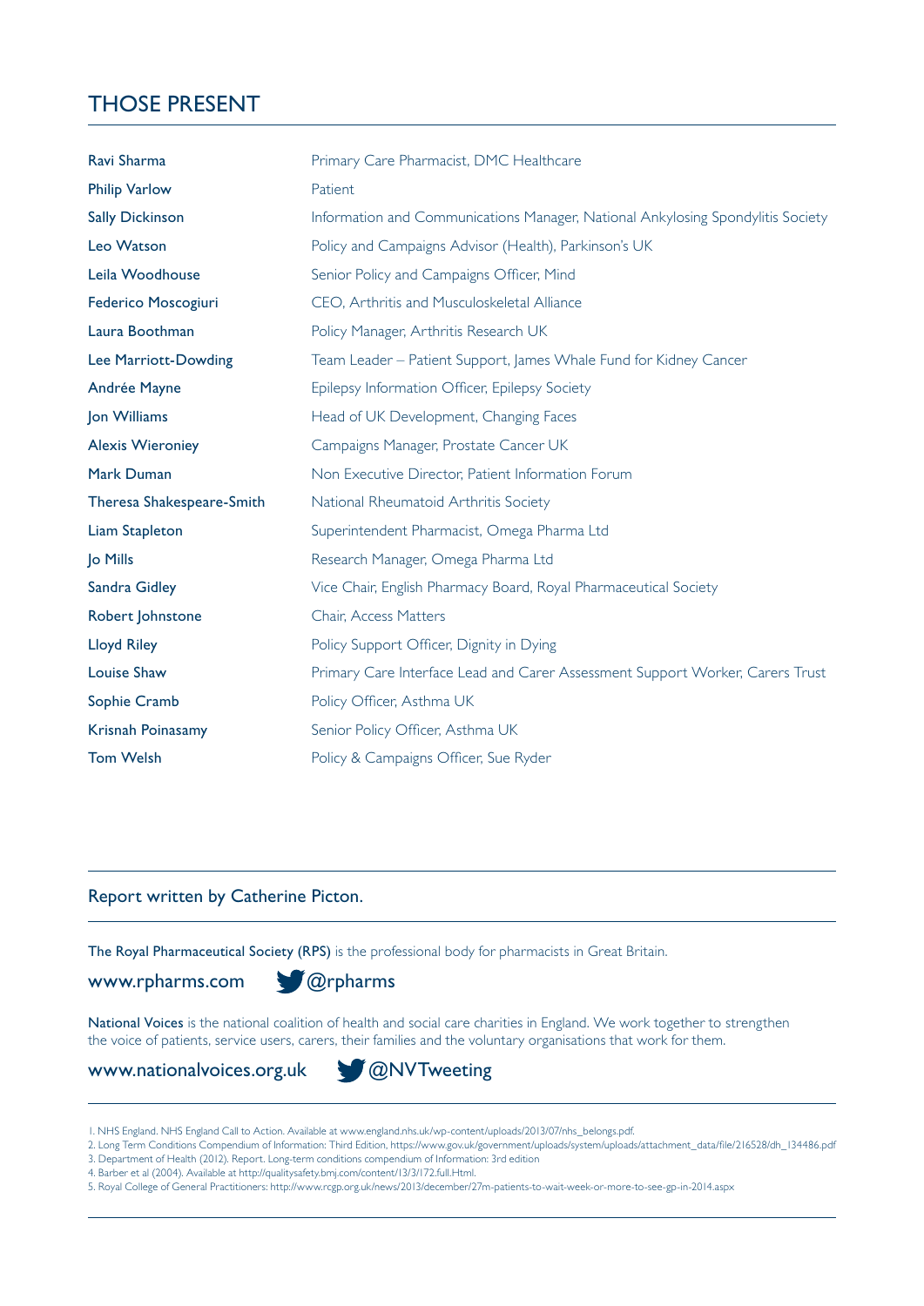## THOSE PRESENT

| | |
|---|---|
| Ravi Sharma | Primary Care Pharmacist, DMC Healthcare |
| Philip Varlow | Patient |
| Sally Dickinson | Information and Communications Manager, National Ankylosing Spondylitis Society |
| Leo Watson | Policy and Campaigns Advisor (Health), Parkinson's UK |
| Leila Woodhouse | Senior Policy and Campaigns Officer, Mind |
| Federico Moscogiuri | CEO, Arthritis and Musculoskeletal Alliance |
| Laura Boothman | Policy Manager, Arthritis Research UK |
| Lee Marriott-Dowding | Team Leader – Patient Support, James Whale Fund for Kidney Cancer |
| Andrée Mayne | Epilepsy Information Officer, Epilepsy Society |
| Jon Williams | Head of UK Development, Changing Faces |
| Alexis Wieroniey | Campaigns Manager, Prostate Cancer UK |
| Mark Duman | Non Executive Director, Patient Information Forum |
| Theresa Shakespeare-Smith | National Rheumatoid Arthritis Society |
| Liam Stapleton | Superintendent Pharmacist, Omega Pharma Ltd |
| Jo Mills | Research Manager, Omega Pharma Ltd |
| Sandra Gidley | Vice Chair, English Pharmacy Board, Royal Pharmaceutical Society |
| Robert Johnstone | Chair, Access Matters |
| Lloyd Riley | Policy Support Officer, Dignity in Dying |
| Louise Shaw | Primary Care Interface Lead and Carer Assessment Support Worker, Carers Trust |
| Sophie Cramb | Policy Officer, Asthma UK |
| Krisnah Poinasamy | Senior Policy Officer, Asthma UK |
| Tom Welsh | Policy & Campaigns Officer, Sue Ryder |

Report written by Catherine Picton.

The Royal Pharmaceutical Society (RPS) is the professional body for pharmacists in Great Britain.

www.rpharms.com @rpharms

National Voices is the national coalition of health and social care charities in England. We work together to strengthen the voice of patients, service users, carers, their families and the voluntary organisations that work for them.

www.nationalvoices.org.uk @NVTweeting

1. NHS England. NHS England Call to Action. Available at www.england.nhs.uk/wp-content/uploads/2013/07/nhs_belongs.pdf.
2. Long Term Conditions Compendium of Information: Third Edition, https://www.gov.uk/government/uploads/system/uploads/attachment_data/file/216528/dh_134486.pdf
3. Department of Health (2012). Report. Long-term conditions compendium of Information: 3rd edition
4. Barber et al (2004). Available at http://qualitysafety.bmj.com/content/13/3/172.full.Html.
5. Royal College of General Practitioners: http://www.rcgp.org.uk/news/2013/december/27m-patients-to-wait-week-or-more-to-see-gp-in-2014.aspx